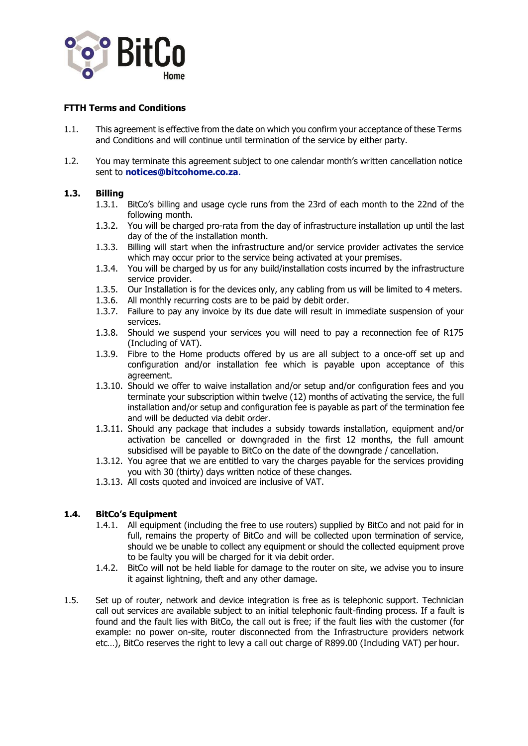**FTTH Terms and Conditions**

1.1. This agreement is effective from the date on which you confirm your acceptance of these Terms and Conditions and will continue until termination of the service by either party.

1.2. You may terminate this agreement subject to one calendar month's written cancellation notice sent to **notices@bitcohome.co.za**.

**1.3. Billing**

- 1.3.1. BitCo's billing and usage cycle runs from the 23rd of each month to the 22nd of the following month.
- 1.3.2. You will be charged pro-rata from the day of infrastructure installation up until the last day of the of the installation month.
- 1.3.3. Billing will start when the infrastructure and/or service provider activates the service which may occur prior to the service being activated at your premises.
- 1.3.4. You will be charged by us for any build/installation costs incurred by the infrastructure service provider.
- 1.3.5. Our Installation is for the devices only, any cabling from us will be limited to 4 meters.
- 1.3.6. All monthly recurring costs are to be paid by debit order.
- 1.3.7. Failure to pay any invoice by its due date will result in immediate suspension of your services.
- 1.3.8. Should we suspend your services you will need to pay a reconnection fee of R175 (Including of VAT).
- 1.3.9. Fibre to the Home products offered by us are all subject to a once-off set up and configuration and/or installation fee which is payable upon acceptance of this agreement.
- 1.3.10. Should we offer to waive installation and/or setup and/or configuration fees and you terminate your subscription within twelve (12) months of activating the service, the full installation and/or setup and configuration fee is payable as part of the termination fee and will be deducted via debit order.
- 1.3.11. Should any package that includes a subsidy towards installation, equipment and/or activation be cancelled or downgraded in the first 12 months, the full amount subsidised will be payable to BitCo on the date of the downgrade / cancellation.
- 1.3.12. You agree that we are entitled to vary the charges payable for the services providing you with 30 (thirty) days written notice of these changes.
- 1.3.13. All costs quoted and invoiced are inclusive of VAT.

**1.4. BitCo's Equipment**

- 1.4.1. All equipment (including the free to use routers) supplied by BitCo and not paid for in full, remains the property of BitCo and will be collected upon termination of service, should we be unable to collect any equipment or should the collected equipment prove to be faulty you will be charged for it via debit order.
- 1.4.2. BitCo will not be held liable for damage to the router on site, we advise you to insure it against lightning, theft and any other damage.

1.5. Set up of router, network and device integration is free as is telephonic support. Technician call out services are available subject to an initial telephonic fault-finding process. If a fault is found and the fault lies with BitCo, the call out is free; if the fault lies with the customer (for example: no power on-site, router disconnected from the Infrastructure providers network etc…), BitCo reserves the right to levy a call out charge of R899.00 (Including VAT) per hour.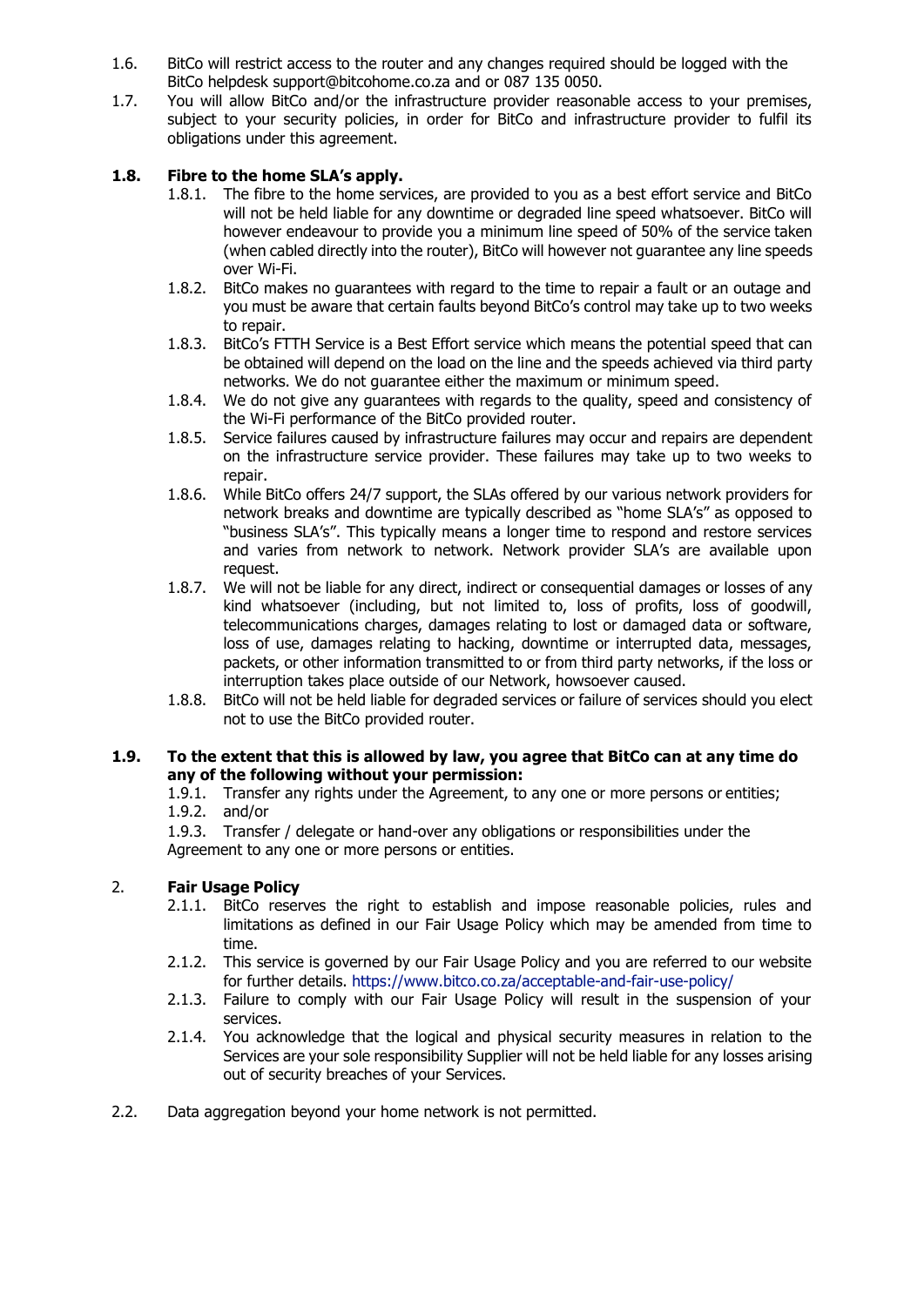1.6. BitCo will restrict access to the router and any changes required should be logged with the BitCo helpdesk support@bitcohome.co.za and or 087 135 0050.

1.7. You will allow BitCo and/or the infrastructure provider reasonable access to your premises, subject to your security policies, in order for BitCo and infrastructure provider to fulfil its obligations under this agreement.

**1.8. Fibre to the home SLA's apply.**

1.8.1. The fibre to the home services, are provided to you as a best effort service and BitCo will not be held liable for any downtime or degraded line speed whatsoever. BitCo will however endeavour to provide you a minimum line speed of 50% of the service taken (when cabled directly into the router), BitCo will however not guarantee any line speeds over Wi-Fi.

1.8.2. BitCo makes no guarantees with regard to the time to repair a fault or an outage and you must be aware that certain faults beyond BitCo's control may take up to two weeks to repair.

1.8.3. BitCo's FTTH Service is a Best Effort service which means the potential speed that can be obtained will depend on the load on the line and the speeds achieved via third party networks. We do not guarantee either the maximum or minimum speed.

1.8.4. We do not give any guarantees with regards to the quality, speed and consistency of the Wi-Fi performance of the BitCo provided router.

1.8.5. Service failures caused by infrastructure failures may occur and repairs are dependent on the infrastructure service provider. These failures may take up to two weeks to repair.

1.8.6. While BitCo offers 24/7 support, the SLAs offered by our various network providers for network breaks and downtime are typically described as "home SLA's" as opposed to "business SLA's". This typically means a longer time to respond and restore services and varies from network to network. Network provider SLA's are available upon request.

1.8.7. We will not be liable for any direct, indirect or consequential damages or losses of any kind whatsoever (including, but not limited to, loss of profits, loss of goodwill, telecommunications charges, damages relating to lost or damaged data or software, loss of use, damages relating to hacking, downtime or interrupted data, messages, packets, or other information transmitted to or from third party networks, if the loss or interruption takes place outside of our Network, howsoever caused.

1.8.8. BitCo will not be held liable for degraded services or failure of services should you elect not to use the BitCo provided router.

**1.9. To the extent that this is allowed by law, you agree that BitCo can at any time do any of the following without your permission:**

1.9.1. Transfer any rights under the Agreement, to any one or more persons or entities;

1.9.2. and/or

1.9.3. Transfer / delegate or hand-over any obligations or responsibilities under the Agreement to any one or more persons or entities.

**2. Fair Usage Policy**

2.1.1. BitCo reserves the right to establish and impose reasonable policies, rules and limitations as defined in our Fair Usage Policy which may be amended from time to time.

2.1.2. This service is governed by our Fair Usage Policy and you are referred to our website for further details. https://www.bitco.co.za/acceptable-and-fair-use-policy/

2.1.3. Failure to comply with our Fair Usage Policy will result in the suspension of your services.

2.1.4. You acknowledge that the logical and physical security measures in relation to the Services are your sole responsibility Supplier will not be held liable for any losses arising out of security breaches of your Services.

2.2. Data aggregation beyond your home network is not permitted.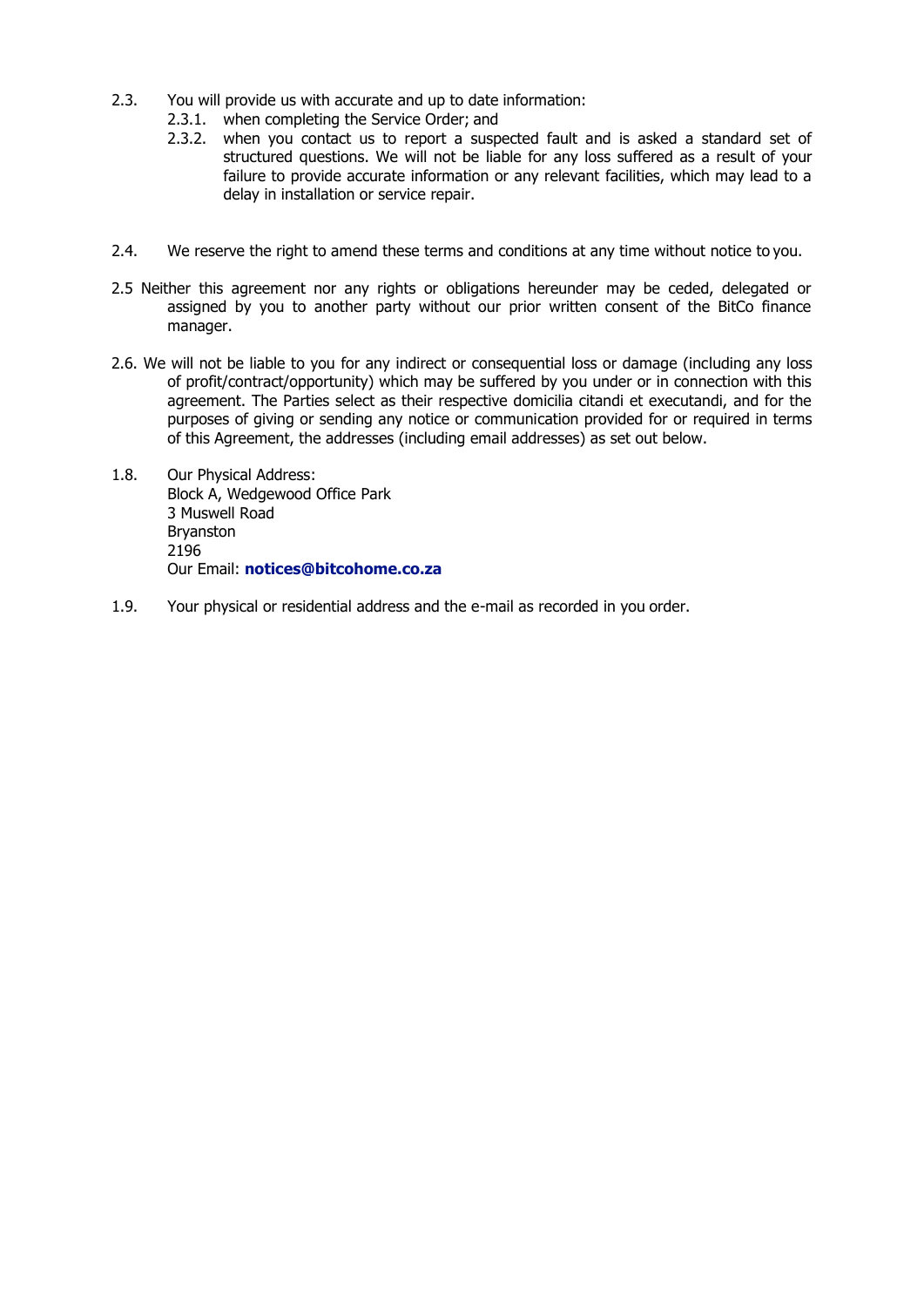2.3. You will provide us with accurate and up to date information:

  2.3.1. when completing the Service Order; and

  2.3.2. when you contact us to report a suspected fault and is asked a standard set of structured questions. We will not be liable for any loss suffered as a result of your failure to provide accurate information or any relevant facilities, which may lead to a delay in installation or service repair.

2.4. We reserve the right to amend these terms and conditions at any time without notice to you.

2.5 Neither this agreement nor any rights or obligations hereunder may be ceded, delegated or assigned by you to another party without our prior written consent of the BitCo finance manager.

2.6. We will not be liable to you for any indirect or consequential loss or damage (including any loss of profit/contract/opportunity) which may be suffered by you under or in connection with this agreement. The Parties select as their respective domicilia citandi et executandi, and for the purposes of giving or sending any notice or communication provided for or required in terms of this Agreement, the addresses (including email addresses) as set out below.

1.8. Our Physical Address:
Block A, Wedgewood Office Park
3 Muswell Road
Bryanston
2196
Our Email: **notices@bitcohome.co.za**

1.9. Your physical or residential address and the e-mail as recorded in you order.